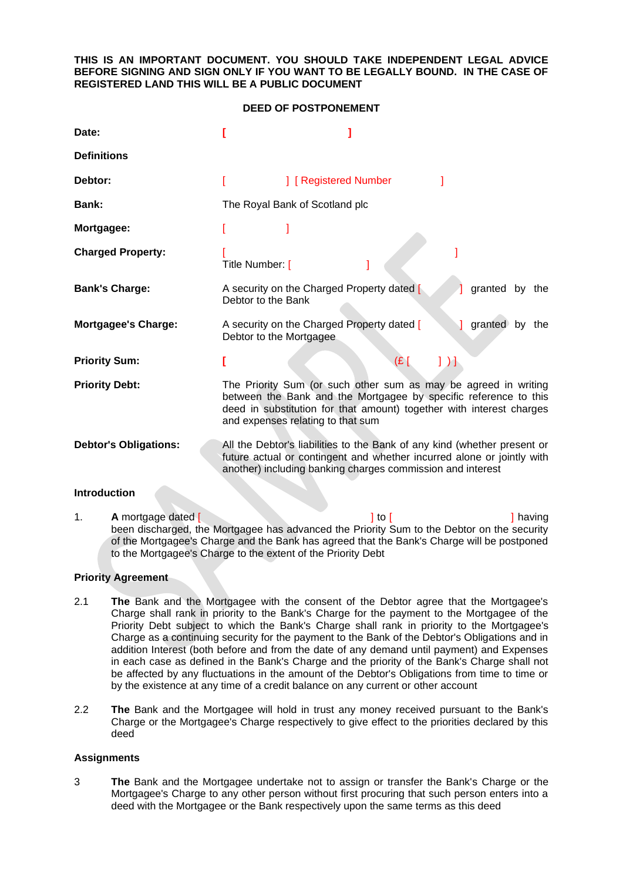**THIS IS AN IMPORTANT DOCUMENT. YOU SHOULD TAKE INDEPENDENT LEGAL ADVICE BEFORE SIGNING AND SIGN ONLY IF YOU WANT TO BE LEGALLY BOUND. IN THE CASE OF REGISTERED LAND THIS WILL BE A PUBLIC DOCUMENT**

# DEED OF POSTPONEMENT

| | |
|---|---|
| **Date:** | **[ ]** |
| **Definitions** | |
| **Debtor:** | [ ] [ Registered Number ] |
| **Bank:** | The Royal Bank of Scotland plc |
| **Mortgagee:** | [ ] |
| **Charged Property:** | [ ]<br>Title Number: [ ] |
| **Bank's Charge:** | A security on the Charged Property dated [ ] granted by the Debtor to the Bank |
| **Mortgagee's Charge:** | A security on the Charged Property dated [ ] granted by the Debtor to the Mortgagee |
| **Priority Sum:** | **[** (£ [ ] ) ] |
| **Priority Debt:** | The Priority Sum (or such other sum as may be agreed in writing between the Bank and the Mortgagee by specific reference to this deed in substitution for that amount) together with interest charges and expenses relating to that sum |
| **Debtor's Obligations:** | All the Debtor's liabilities to the Bank of any kind (whether present or future actual or contingent and whether incurred alone or jointly with another) including banking charges commission and interest |

**Introduction**

1. **A** mortgage dated [ ] to [ ] having been discharged, the Mortgagee has advanced the Priority Sum to the Debtor on the security of the Mortgagee's Charge and the Bank has agreed that the Bank's Charge will be postponed to the Mortgagee's Charge to the extent of the Priority Debt

**Priority Agreement**

2.1 **The** Bank and the Mortgagee with the consent of the Debtor agree that the Mortgagee's Charge shall rank in priority to the Bank's Charge for the payment to the Mortgagee of the Priority Debt subject to which the Bank's Charge shall rank in priority to the Mortgagee's Charge as a continuing security for the payment to the Bank of the Debtor's Obligations and in addition Interest (both before and from the date of any demand until payment) and Expenses in each case as defined in the Bank's Charge and the priority of the Bank's Charge shall not be affected by any fluctuations in the amount of the Debtor's Obligations from time to time or by the existence at any time of a credit balance on any current or other account

2.2 **The** Bank and the Mortgagee will hold in trust any money received pursuant to the Bank's Charge or the Mortgagee's Charge respectively to give effect to the priorities declared by this deed

**Assignments**

3 **The** Bank and the Mortgagee undertake not to assign or transfer the Bank's Charge or the Mortgagee's Charge to any other person without first procuring that such person enters into a deed with the Mortgagee or the Bank respectively upon the same terms as this deed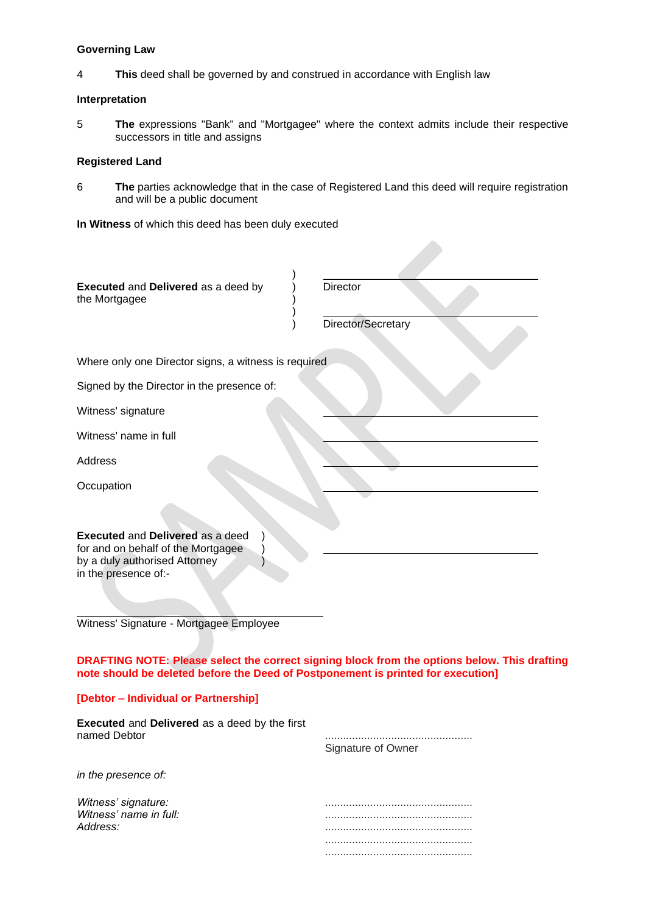**Governing Law**

4 **This** deed shall be governed by and construed in accordance with English law

**Interpretation**

5 **The** expressions "Bank" and "Mortgagee" where the context admits include their respective successors in title and assigns

**Registered Land**

6 **The** parties acknowledge that in the case of Registered Land this deed will require registration and will be a public document

**In Witness** of which this deed has been duly executed

**Executed** and **Delivered** as a deed by the Mortgagee ) Director

) Director/Secretary

Where only one Director signs, a witness is required

Signed by the Director in the presence of:

Witness' signature

Witness' name in full

Address

Occupation

**Executed** and **Delivered** as a deed for and on behalf of the Mortgagee by a duly authorised Attorney in the presence of:-

Witness' Signature - Mortgagee Employee

**DRAFTING NOTE: Please select the correct signing block from the options below. This drafting note should be deleted before the Deed of Postponement is printed for execution]**

**[Debtor – Individual or Partnership]**

**Executed** and **Delivered** as a deed by the first named Debtor

................................................
Signature of Owner

*in the presence of:*

*Witness' signature:* ................................................
*Witness' name in full:* ................................................
*Address:* ................................................
................................................
................................................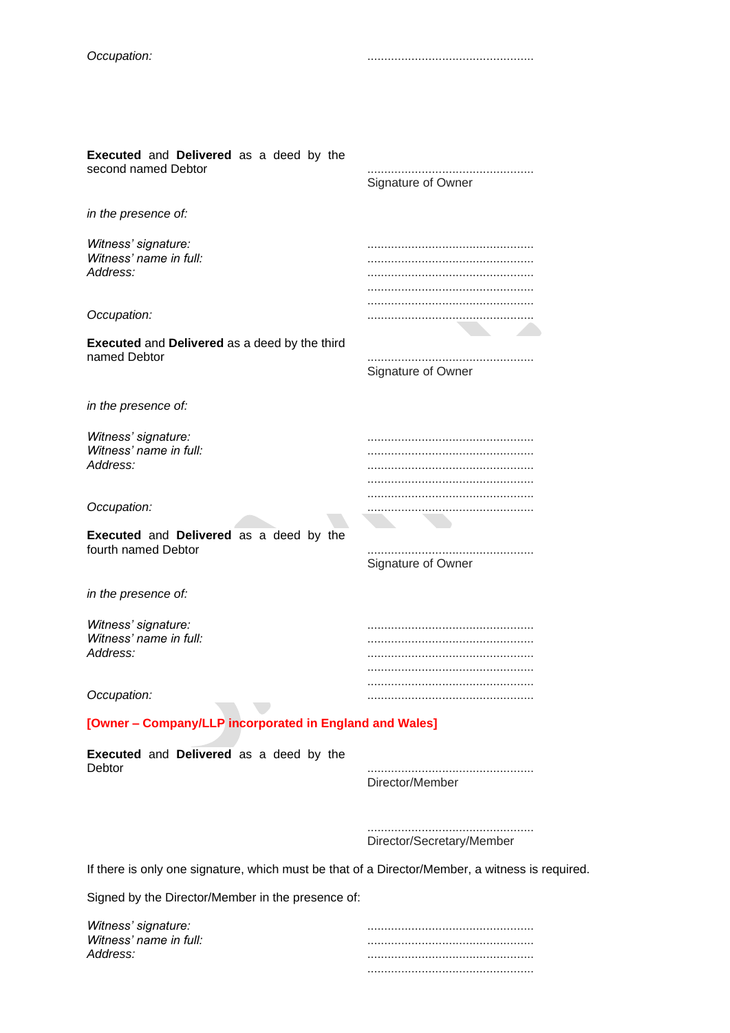*Occupation:* ................................................

**Executed** and **Delivered** as a deed by the second named Debtor ................................................
Signature of Owner

*in the presence of:*

*Witness' signature:* ................................................
*Witness' name in full:* ................................................
*Address:* ................................................
................................................
................................................
*Occupation:* ................................................

**Executed** and **Delivered** as a deed by the third named Debtor ................................................
Signature of Owner

*in the presence of:*

*Witness' signature:* ................................................
*Witness' name in full:* ................................................
*Address:* ................................................
................................................
................................................
*Occupation:* ................................................

**Executed** and **Delivered** as a deed by the fourth named Debtor ................................................
Signature of Owner

*in the presence of:*

*Witness' signature:* ................................................
*Witness' name in full:* ................................................
*Address:* ................................................
................................................
................................................
*Occupation:* ................................................

**[Owner – Company/LLP incorporated in England and Wales]**

**Executed** and **Delivered** as a deed by the Debtor ................................................
Director/Member

................................................
Director/Secretary/Member

If there is only one signature, which must be that of a Director/Member, a witness is required.

Signed by the Director/Member in the presence of:

*Witness' signature:* ................................................
*Witness' name in full:* ................................................
*Address:* ................................................
................................................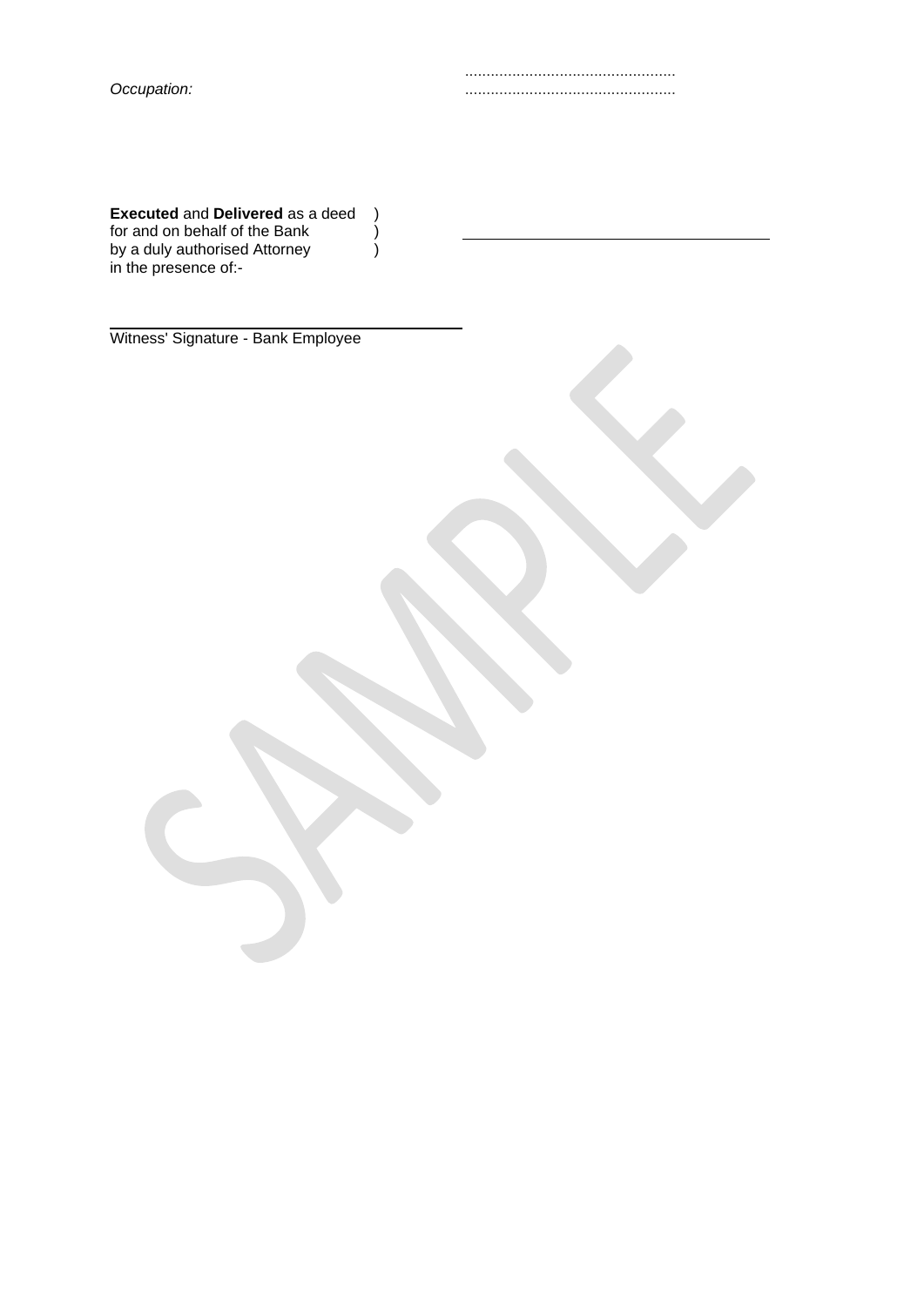................................................

*Occupation:* ................................................

**Executed** and **Delivered** as a deed )
for and on behalf of the Bank )
by a duly authorised Attorney ) \_\_\_\_\_\_\_\_\_\_\_\_\_\_\_\_\_\_\_\_\_\_\_\_\_\_\_\_\_\_\_\_\_\_\_\_
in the presence of:-

\_\_\_\_\_\_\_\_\_\_\_\_\_\_\_\_\_\_\_\_\_\_\_\_\_\_\_\_\_\_\_\_\_\_\_\_\_\_\_\_
Witness' Signature - Bank Employee

SAMPLE